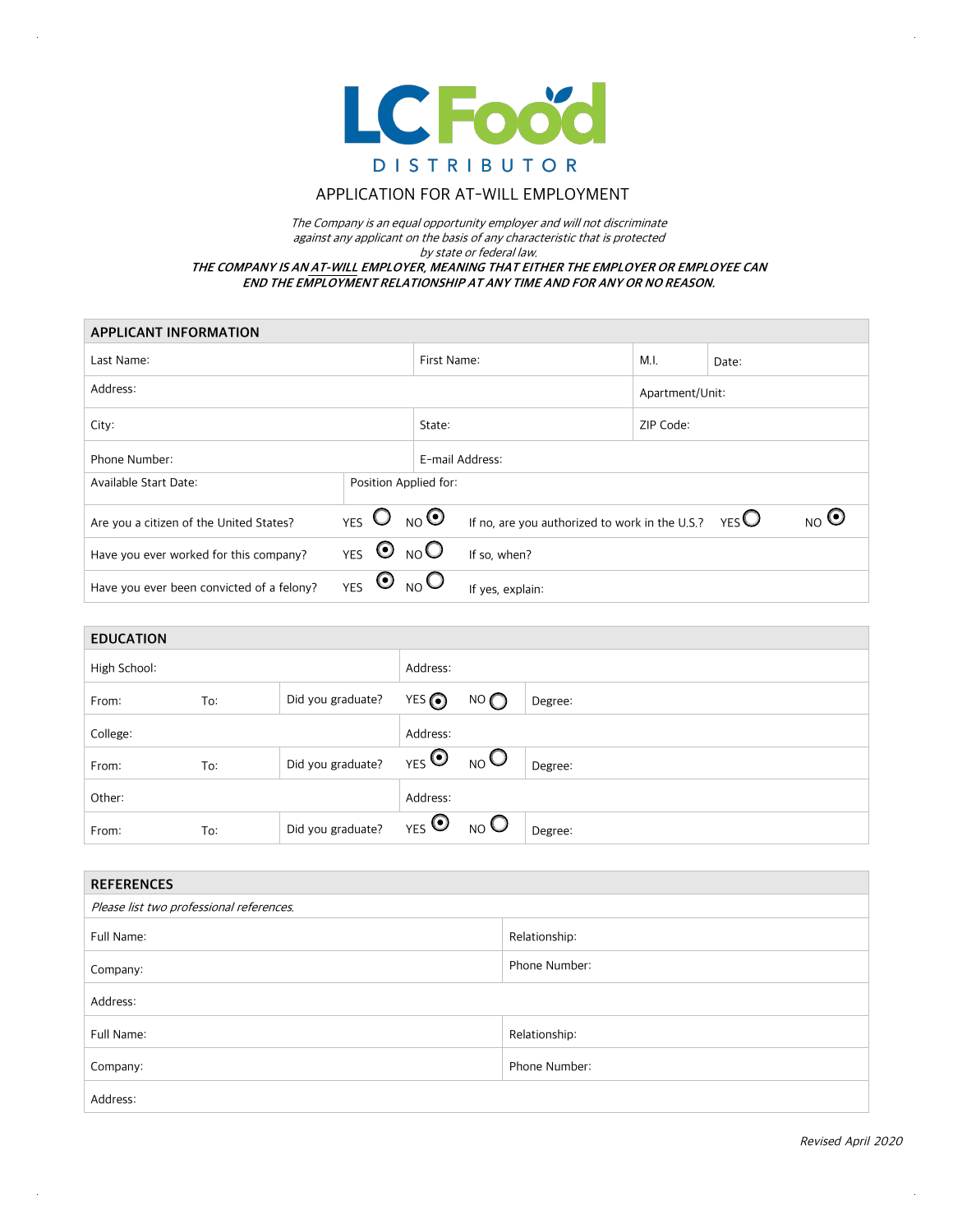# LC Food DISTRIBUTOR

## APPLICATION FOR AT-WILL EMPLOYMENT

*The Company is an equal opportunity employer and will not discriminate against any applicant on the basis of any characteristic that is protected by state or federal law.*

***THE COMPANY IS AN AT-WILL EMPLOYER, MEANING THAT EITHER THE EMPLOYER OR EMPLOYEE CAN END THE EMPLOYMENT RELATIONSHIP AT ANY TIME AND FOR ANY OR NO REASON.***

| APPLICANT INFORMATION | | | |
|---|---|---|---|
| Last Name: | First Name: | M.I. | Date: |
| Address: | | Apartment/Unit: | |
| City: | State: | ZIP Code: | |
| Phone Number: | E-mail Address: | | |
| Available Start Date: | Position Applied for: | | |
| Are you a citizen of the United States? YES ○ NO ⦿ | If no, are you authorized to work in the U.S.? YES ○ NO ⦿ | | |
| Have you ever worked for this company? YES ⦿ NO ○ | If so, when? | | |
| Have you ever been convicted of a felony? YES ⦿ NO ○ | If yes, explain: | | |

| EDUCATION | | | |
|---|---|---|---|
| High School: | | Address: | |
| From: To: | Did you graduate? | YES ⦿ NO ○ | Degree: |
| College: | | Address: | |
| From: To: | Did you graduate? | YES ⦿ NO ○ | Degree: |
| Other: | | Address: | |
| From: To: | Did you graduate? | YES ⦿ NO ○ | Degree: |

| REFERENCES | |
|---|---|
| *Please list two professional references.* | |
| Full Name: | Relationship: |
| Company: | Phone Number: |
| Address: | |
| Full Name: | Relationship: |
| Company: | Phone Number: |
| Address: | |

*Revised April 2020*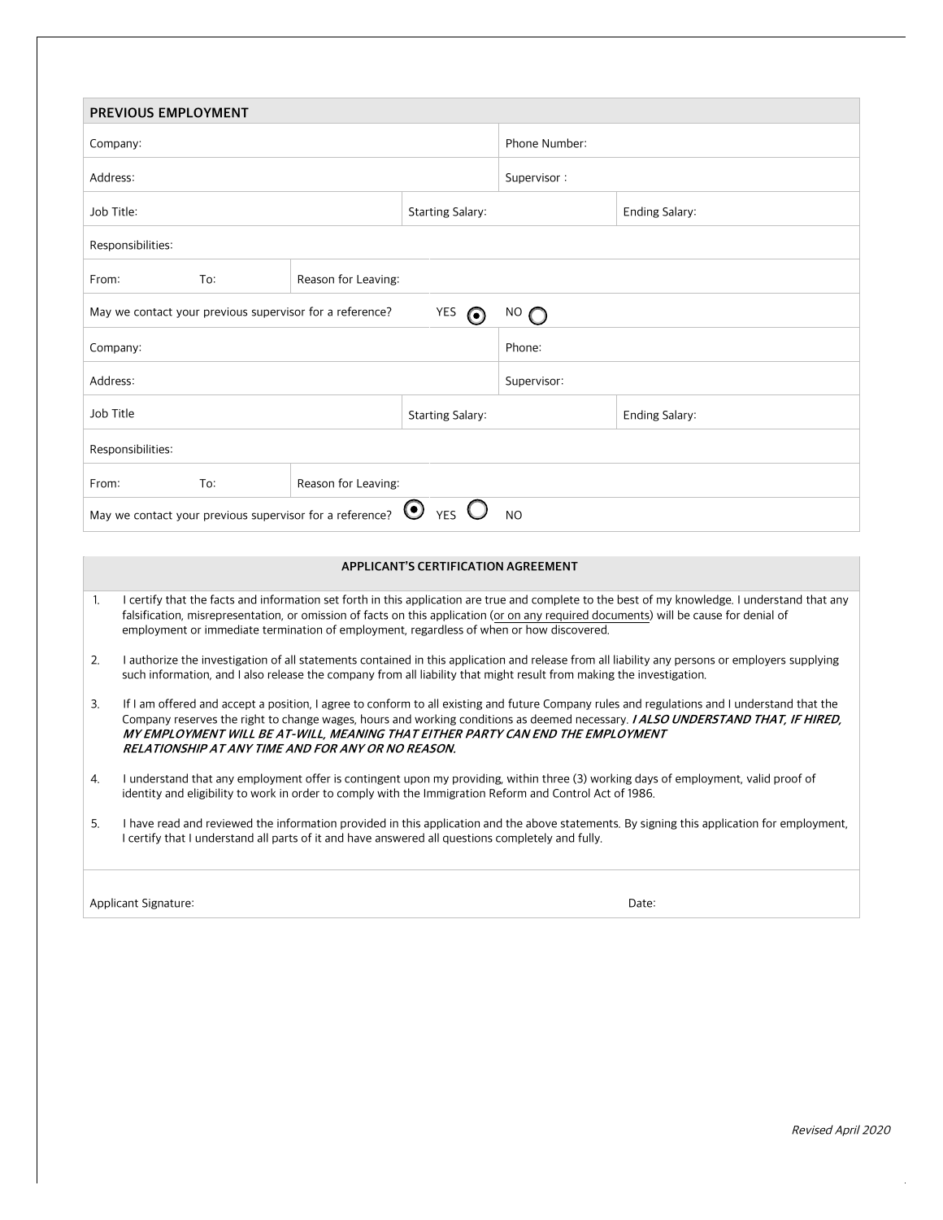## PREVIOUS EMPLOYMENT

| | | | |
|---|---|---|---|
| Company: | | Phone Number: | |
| Address: | | Supervisor : | |
| Job Title: | Starting Salary: | | Ending Salary: |
| Responsibilities: | | | |
| From: To: | Reason for Leaving: | | |
| May we contact your previous supervisor for a reference? | YES ◉ | NO ○ | |
| Company: | | Phone: | |
| Address: | | Supervisor: | |
| Job Title | Starting Salary: | | Ending Salary: |
| Responsibilities: | | | |
| From: To: | Reason for Leaving: | | |
| May we contact your previous supervisor for a reference? | ◉ YES | ○ NO | |

## APPLICANT'S CERTIFICATION AGREEMENT

1. I certify that the facts and information set forth in this application are true and complete to the best of my knowledge. I understand that any falsification, misrepresentation, or omission of facts on this application (or on any required documents) will be cause for denial of employment or immediate termination of employment, regardless of when or how discovered.

2. I authorize the investigation of all statements contained in this application and release from all liability any persons or employers supplying such information, and I also release the company from all liability that might result from making the investigation.

3. If I am offered and accept a position, I agree to conform to all existing and future Company rules and regulations and I understand that the Company reserves the right to change wages, hours and working conditions as deemed necessary. ***I ALSO UNDERSTAND THAT, IF HIRED, MY EMPLOYMENT WILL BE AT-WILL, MEANING THAT EITHER PARTY CAN END THE EMPLOYMENT RELATIONSHIP AT ANY TIME AND FOR ANY OR NO REASON.***

4. I understand that any employment offer is contingent upon my providing, within three (3) working days of employment, valid proof of identity and eligibility to work in order to comply with the Immigration Reform and Control Act of 1986.

5. I have read and reviewed the information provided in this application and the above statements. By signing this application for employment, I certify that I understand all parts of it and have answered all questions completely and fully.

| | |
|---|---|
| Applicant Signature: | Date: |

*Revised April 2020*